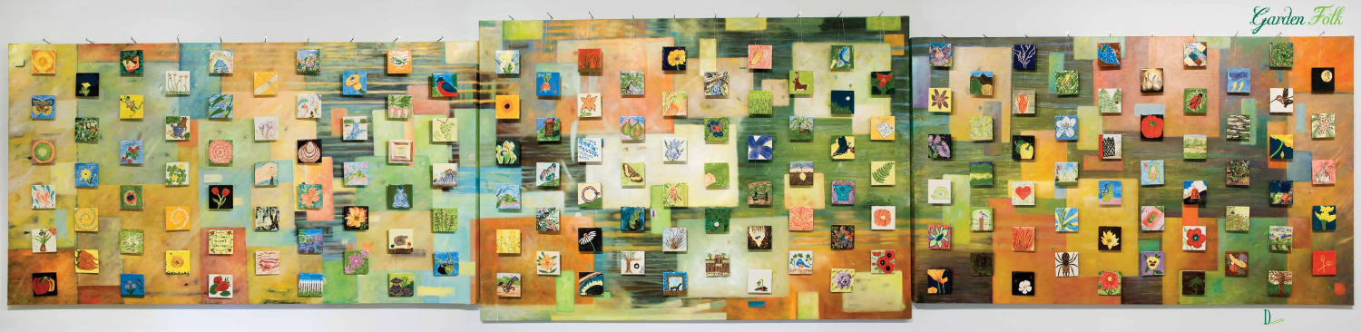Garden Folk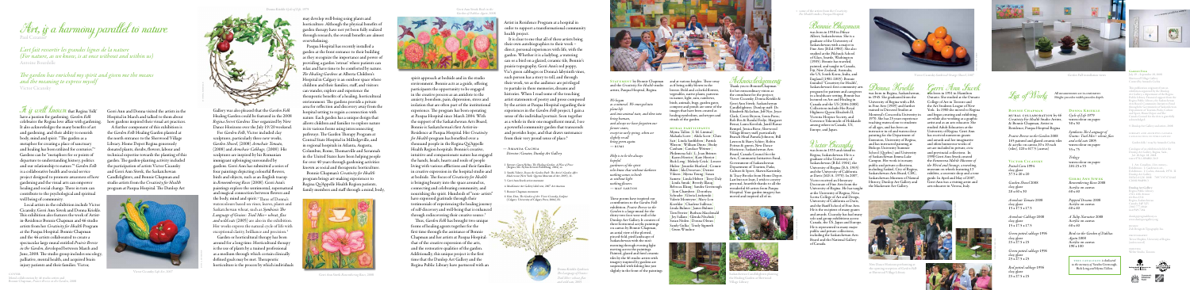# Art, is a harmony parallel to nature

Paul Cézanne

*L'art fait ressortir les grandes lignes de la nature (For natures, as we know, is at once without and within us)*

Antoine Bourdelle

*The garden has enriched my spirit and given me the means and the meaning to express myself*

Victor Cicansky

It is well known that Regina 'folk' have a passion for gardening. *Garden Folk* celebrates the Regina love affair with gardening. It also acknowledges the many benefits of art and gardening, and their ability to nourish body, mind and spirit. "The garden as a metaphor for creating a place of sanctuary and healing has been utilized for centuries."[1] Gardens can be "metaphors for or points of departure to understanding history, politics and our relationship to nature."[2] *Garden Folk* is a collaborative health and social service project designed to promote awareness of how gardening and the visual arts can empower healing and social change. These events can contribute to the psychological and spiritual well-being of community.

Local artists in the exhibition include Victor Cicansky, Gerri Ann Siwek and Donna Kriekle. This exhibition also features the work of Artist-in-Residence Bonnie Chapman and the artists from her *Creativity for Health* Program at the Pasqua Hospital. Bonnie Chapman and the 46 artists collaborated to create a spectacular large-scale textile *Power Flower in the Garden*, developed between March and June, 2009. The studio program provides palliative, mental health, and acquired brain injury patients and their families. Victor,

Gerri Ann and Donna visited the artists in the Hospital in March and talked to them about how gardens inspired their visual art practice.

A further component of this exhibition is the *Garden Folk Healing Garden* located at the north entrance to the Sherwood Village Library. Home Depot Regina generously donated plants, shrubs, flowers, labour and technical expertise towards the planting of this garden. The garden-planting activity included the participation of artists Victor Cicansky and Gerri Ann Siwek, the Saskatchewan Candlelighters, and Bonnie Chapman and studio artists from the *Creativity for Health* program at Pasqua Hospital. The Dunlop Art

Gallery was also pleased that the *Garden Folk Healing Garden* could be featured in the 2008 *Regina Secret Garden Tour* organized by Nine Dance Horizons over the July 19/20 weekend.

For *Garden Folk*, Victor included clay sculptures, particularly three new works, *Garden Shovel*, (2008) *Armchair Tomato*, (2008) and *Armchair Cabbage*, (2008). His sculptures are inspired by his Romanian immigrant upbringing surrounded by gardens. Gerri Ann has submitted a series of four paintings depicting colourful flowers, birds and objects, such as an English teacup in *Remembering Rose* (2008). Gerri Ann's paintings evoke a fun, whimsical, optimistic and magical connection between flowers and the birds and insects. Many of Donna's watercolours focused on trees, leaves, plants and Saskatchewan wheat, such as *Symbiosis: The Language of Grasses: Triad Nest—wheat, flax and wild oats* (2009) are also in the exhibition. Her works express the natural cycle of life with exceptional clarity, brilliance and beauty.

Gardens or horticultural therapy has been around for a long time. Horticultural therapy is the use of plants by a trained professional as a medium through which certain clinically defined goals may be met. Therapeutic horticulture is the process by which individuals

may develop well-being using plants and horticulture. Although the physical benefits of gardens therapy have not yet been fully realized through research, the overall benefits are almost overwhelming.

Pasqua Hospital has recently installed a garden at the front entrance to their building as they recognize the importance and power of providing a garden 'retreat' where patients can relax and have time to be comforted by nature. *The Healing Gardens* at Alberta Children's Hospital in Calgary is an outdoor space whose children and their families, staff, and visitors can wander, explore and experience the therapeutic benefits of a healing, horticultural environment. The gardens provide a private area for reflection and discovery away from the hospital setting to regain a connection with nature. Each garden has a unique design that allows children and families to explore nature in its various forms using interconnecting pathways. The Garden Therapy Program at Central State Hospital in Milledgeville, and in regional hospitals in Atlanta, Augusta, Columbus, Rome, Thomasville and Savannah in the United States have been helping people for over 40 years through gardening activities known as social and therapeutic horticulture. Bonnie Chapman's *Creativity for Health* program brings art-making experiences to Regina Qu'Appelle Health Region patients, family members and staff through a mind, body,

spirit approach at bedside and in the studio environment. Bonnie acts as a guide, offering participants the opportunity to be engaged in the creative process, accessible to the creative freedom, joy, expression, stress and isolation that are often part of the institutional experience. The program has been operating at Pasqua Hospital since March 2004. With the support of the Saskatchewan Arts Board, Bonnie is Saskatchewan's first Artist-in-Residence at Pasqua Hospital. Her *Creativity for Health* program has benefited over a thousand people in the Regina Qu'Appelle Health Region hospitals. Bonnie's creative, intuitive and compassionate nature has engaged the hands, heads, hearts and souls of people living with various afflictions and their families in creative expression in the hospital studio and at bedside. The focus of *Creativity for Health* is bringing beauty into the space around us, connecting and celebrating community, and nourishing the spirit. Hundreds of "non-artists" have expressed gratitude through their testimonials of experiencing the healing journey of self-discovery and well-being that is enhanced through rediscovering their creative source.[3]

Thus, *Garden Folk* has brought two unique forms of healing gardens together for the first time through the artworks of Bonnie Chapman and her artists at Pasqua Hospital that of the creative expression of the arts, and the restorative qualities of the garden. Additionally, this unique project is the first time that the Dunlop Art Gallery and the Regina Public Library have partnered with an

Artist in Residence Program at a hospital in order to support a transformational community health project.

It is clear to me that all of these artists bring their own autobiographies to their work – direct, personal experiences with life, with the garden. Whether it is a ladybug, a running cat or a bird on a glazed, ceramic tile, Bonnie's plant photographs, Gerri Ann's birds and poppy, Vic's green cabbages or Donna's labyrinth trees, each person has a story to tell, and through their work, we as the audience are privileged to partake in these memories, dreams and histories. When I read some of the touching artist statements of poetry and prose composed by the artists at Pasqua Hospital regarding their experience in the *Garden Folk* project, I gain a sense of the individual person. Seen together as a whole in their vast magnificent mural, I see a powerful community garden that transcends and provides hope, and that draws sustenance from their very proud sense of place.[4]

— Amanda Cachia
Director/Curator, Dunlop Art Gallery

1. Spencer, Jaycie Trillion, *The Healing Garden: A Place of Peace* (Regina: Victoria Paul Publishing, 2005), 1.
2. Jennifer Fisher, Shawn Van Sluys, Ruth Dixon, *Gardens (Kelvin Beach Presentation Centre, September 2004)*, Spencer Flan Yen
3. Rachel Arvanaghi, "Paintings Strategic", *Canadian Journal*, 1 February 2009
4. Gerri Stratton, *Gardening*, 2007, *Artful Gardens*
5. Bonnie Chapman statement
6. Ann Hunt, "*Sharing the Garden, Grown Healing Gardens*" (Calgary: University of Calgary Press, 2004), 84

STATEMENT by Bonnie Chapman and the *Creativity for Health* artists, Pasqua Hospital, Regina.

*We began as a mutual. We emerged into plants full and emotional souls, and then into loving humans, and always we have forgotten our proportions except to really spring when we slightly small being green again*
— Ruhi

*Help is to be the always hopeful gardeners of the spirit who know that without darkness nothing comes to birth as without light nothing flowers*
— May Sarton

These poems have inspired our contribution to the *Garden Folk* exhibition. *Power Flower in the Garden* is a large mural for the thirty-two feet west wall of the Dunlop Art Gallery. It consists of three horizontal acrylic paintings on canvas by Bonnie Chapman as an overlay of the glorious powerful folk-mural landscape of Saskatchewan with the sun's warming through existing light, pouring across the painting. Painted, glazed and fired ceramic tiles by the 46 studio artists with imagery inspired by gardens are suspended with fishing line and brightly in the front of the painting

and at various heights. These tiny acts of living with flowers in the house. Bold and colorful flowers, vegetables, mature plants, trees in nature, light, rain, rainbows, birds, animals, frogs, garden pets, compost and gentle are some of the images that have been created in healing gardens, and are spirited rituals of the garden.

### Mural Participants:

Alyssa Talbot · L. M. Ludwick · Michaela Scott · Alicia Scott · Chris Barr · Linda Lundholm · Pamela Weston · William Dixon · Becky Catherine · Candace Wiesner · Philomena Sali · L. Joan Barnes · Karen Hewitt · Kate Hewitt · Brock Lang · Melody Cook · Lorraine Bachey · Jennifer Hustad · Connie Baker · Ida Desautels · Denise Vibrance · Marcia Young · Senia Stanton · Linda Haber · Irene Reed · Larry Johnson · Kelly Murrell · Rebecca Robinson · Sandy Ruvels · Tom Chambers · Dorothea Schnider · Glenna Lickfield · Bernadette Burchill · Cheryl Hyde · Tom Kreikle · Charlene Sullivan · Linda Bodnar · James Falconer · Tom Feeney · Barbara Macdonald · Joy Tallow · Glenda Newbolt · Linnea Heike · Dorcas Olson · Sandy Gelke · Trudy Siguroh · Owen Weston

## Acknowledgements

Thank you to Bonnie Chapman for her extraordinary vision in the conception of this project; Victor Cicansky, Donna Kriekle and Gerri Ann Siwek; Saskatchewan Candlelighters; Dunlop staff; Dr. Elizabeth McLachan, Jeff Nye, Joyce Clark, Gerry Benson, Jason Ewen, Rob Boyd, Ronald Feder, Margaret Boivie, Laura Kowalski, Jacob Swan, Karen Romph, Jessica Zebsi, Sherwood Village library staff, particularly Branch Head Pamela Johnson, Bill Lettreuch, Barry Sellers, Robin Poitras & genres, New Dance Horizons, Saskatchewan Arts Board, Canada Council for the Arts, Community Initiatives Fund, Government of Saskatchewan Department of Tourism, Parks Culture & Sport, Shawn Kavanalsy & Tracy Brooks from Home Depot. Last but not least, I wish to convey personal, heartfelt thanks to all the patients and staff of Pasqua Hospital. Your garden imagery has moved and inspired all of us.

## Bonnie Chapman

was born in 1949 in Hilbert Alberta, Saskatchewan. She is a graduate of the University of Regina with a BFA in Fine Arts (1974-1982). She also studied at the Phil Banks School of Glass, Seattle, Washington (1993). Bonnie has travelled, painted and taught in Canada, Fiji, New Zealand, Australia, the US, South Korea, India, and England (1981-2007). Bonnie founded "Creativity for Health", Saskatchewan's first community arts program for patients and caregivers in a healthcare setting. Bonnie has lectured on her research across Canada and the US (2004-2008). Collections include the Royal Highness Queen Elizabeth II, Victoria Hospice Society, the Governor Ediminals of Hollands among others in Canada, US, Europe, and Japan.

## Victor Cicansky

was born in 1935 in a Romanian Regina, Saskatchewan. He is a graduate of the University of Saskatchewan (B.Ed. 1964), the University of Regina (B.A. 1964) and the University of California at Davis (M.F.A. 1970). In 2007 Victor received an Honorary Doctorate of Fine Art from the University of Regina. He taught at the University of Regina, Nova Scotia College of Art and Design, University of California at Davis and the Banff School of Fine Arts. He is the recipient of many grants and awards. Cicansky has had many solo and group exhibitions across Canada, the US, Japan and Europe. He is represented in many major public and private collections, including the Saskatchewan Arts Board and the National Gallery of Canada.

## Donna Kriekle

was born in Regina, Saskatchewan, in 1949. She graduated from the University of Regina with a BA in Fine Arts (1974) and further trained in Divisional Studies at Montreal's Concordia University in 1979. She has 25 years experience teaching watercolour to students of all ages, and has been an instructor in oil and watercolour painting for the Department of Extension, University of Regina, and has instructed painting at Bishops University Summer School (Quebec) and University of Saskatchewan Emma Lake (Canada). Her work is in many public and private collections, including Sasktel, City of Regina, Saskatchewan Arts Board, CBC, Saskatchewan Museum of Natural History, *The Weed and Intruder*, a travelling museum on wheels featuring 11 exhibits, a summer shop and a tour guide. In April and May of 2007, Donna has been writing prose and art educator in Verona, Italy.

## Gerri Ann Siwek

was born in 1951 in Hamilton Ontario. She studied at the Ontario College of Art in Toronto and the Art Students League of New York. In 1998 she moved to Regina and began creating and exhibiting art while also working as a graphic artist and as an arts educator. She has received numerous grants and awards and her paintings and other works of art are included in private, civic and provincial collections. In 1998 Gerri Ann Siwek created the exhibition, *Nature Reverent* and *Garden Folk* in the Dunlop Art Gallery and Regina Public Library.

# List of Works

**Bonnie Chapman**
Mural Collaboration by 46 *Creativity for Health* Studio Artists & Bonnie Chapman, Artist in Residence, Pasqua Hospital Regina

*Power Flower in the Garden* 2009
46 painted and glazed ceramic tiles & acrylic on canvas 10 x 10 each (tiles), 120 x 417.5 (canvas)

**Victor Cicansky**

*Potted Corn* 1994
clay glaze
57 x 28 x 20

*Garden Shovel* 2008
clay glaze
28 x 60 x 39

*Armchair Tomato* 2008
clay glaze
15 x 17 x 17.5

*Armchair Cabbage* 2008
clay glaze
15 x 17.5 x 17.5

*Green potted cabbage* 1994
clay glaze
25 x 27.5 x 25

*Green potted cabbage* 1994
clay glaze
25 x 27.5 x 25

*Red potted cabbage* 1994
clay glaze
25 x 27.5 x 25

**Donna Kriekle**

*Cycle of Life* 1979
watercolour on paper
58 x 38

*Symbiosis: The Language of Grasses: Triad Nest—wheat, flax and wild oats* 2009
watercolour on paper
53 x 75

*Trilogy*
watercolour on paper
261.25 x 55

**Gerri Ann Siwek**

*Remembering Rose* 2008
Acrylic on canvas
60 x 60

*Potted Dreams* 2008
Acrylic on canvas
60 x 60

*A Tulip Narrative* 2008
Acrylic on canvas
60 x 60

*Birds in the Garden of Dahlias Again* 2008
Acrylic on canvas
190 x 100

All measurements are in centimetres. Height precedes width precedes depth.

Garden Folk, this catalogue is dedicated to the memory of Sandra Kobeszyk, Rick Lang and Myrna Talbot.